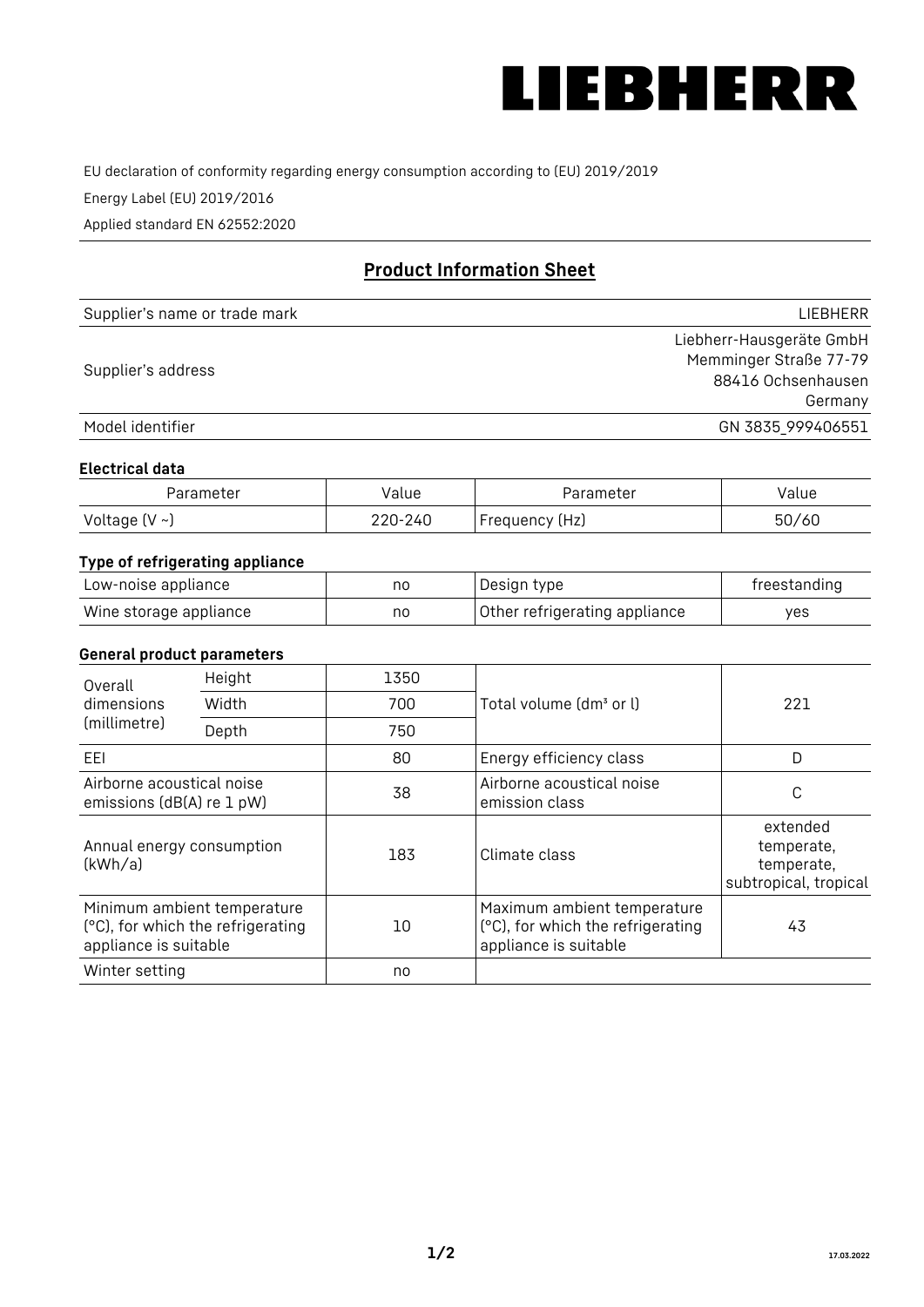LIEBHERR

EU declaration of conformity regarding energy consumption according to (EU) 2019/2019

Energy Label (EU) 2019/2016

Applied standard EN 62552:2020

## Product Information Sheet

| | |
|---|---|
| Supplier's name or trade mark | LIEBHERR |
| Supplier's address | Liebherr-Hausgeräte GmbH<br>Memminger Straße 77-79<br>88416 Ochsenhausen<br>Germany |
| Model identifier | GN 3835_999406551 |

### Electrical data

| Parameter | Value | Parameter | Value |
|---|---|---|---|
| Voltage (V ~) | 220-240 | Frequency (Hz) | 50/60 |

### Type of refrigerating appliance

| | | | |
|---|---|---|---|
| Low-noise appliance | no | Design type | freestanding |
| Wine storage appliance | no | Other refrigerating appliance | yes |

### General product parameters

| | | | | |
|---|---|---|---|---|
| Overall dimensions (millimetre) | Height | 1350 | Total volume (dm³ or l) | 221 |
| | Width | 700 | | |
| | Depth | 750 | | |
| EEI | | 80 | Energy efficiency class | D |
| Airborne acoustical noise emissions (dB(A) re 1 pW) | | 38 | Airborne acoustical noise emission class | C |
| Annual energy consumption (kWh/a) | | 183 | Climate class | extended temperate, temperate, subtropical, tropical |
| Minimum ambient temperature (°C), for which the refrigerating appliance is suitable | | 10 | Maximum ambient temperature (°C), for which the refrigerating appliance is suitable | 43 |
| Winter setting | | no | | |

17.03.2022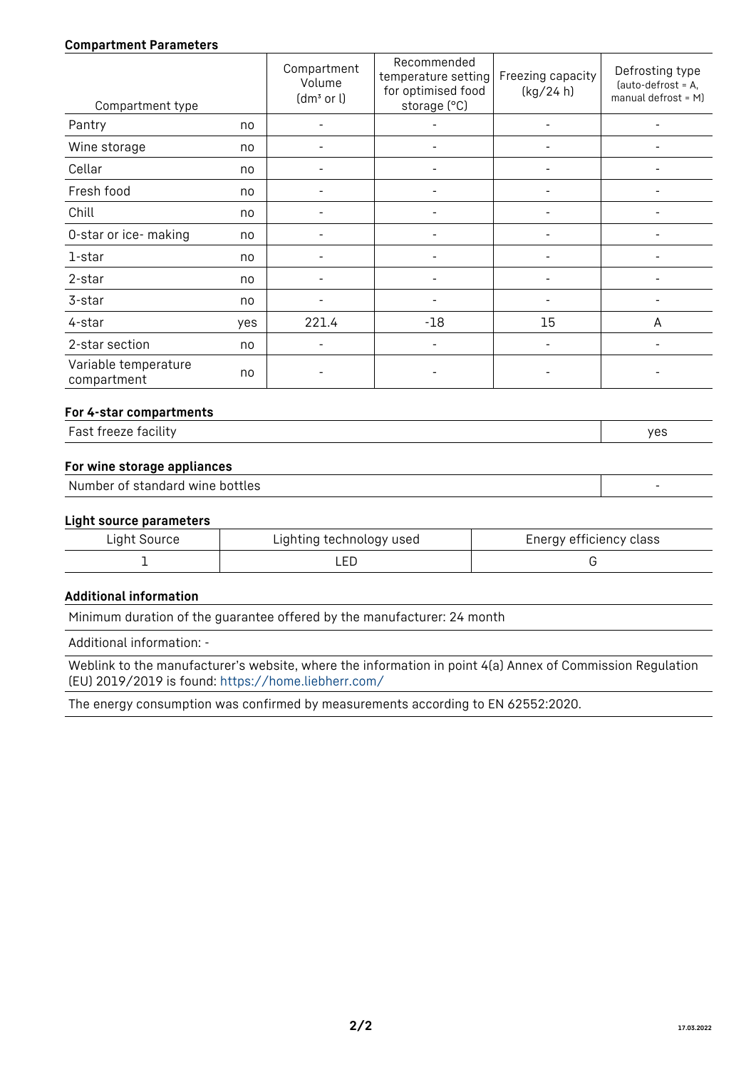### Compartment Parameters

| Compartment type | | Compartment Volume (dm³ or l) | Recommended temperature setting for optimised food storage (°C) | Freezing capacity (kg/24 h) | Defrosting type (auto-defrost = A, manual defrost = M) |
|---|---|---|---|---|---|
| Pantry | no | - | - | - | - |
| Wine storage | no | - | - | - | - |
| Cellar | no | - | - | - | - |
| Fresh food | no | - | - | - | - |
| Chill | no | - | - | - | - |
| 0-star or ice- making | no | - | - | - | - |
| 1-star | no | - | - | - | - |
| 2-star | no | - | - | - | - |
| 3-star | no | - | - | - | - |
| 4-star | yes | 221.4 | -18 | 15 | A |
| 2-star section | no | - | - | - | - |
| Variable temperature compartment | no | - | - | - | - |

### For 4-star compartments

| | |
|---|---|
| Fast freeze facility | yes |

### For wine storage appliances

| | |
|---|---|
| Number of standard wine bottles | - |

### Light source parameters

| Light Source | Lighting technology used | Energy efficiency class |
|---|---|---|
| 1 | LED | G |

### Additional information

Minimum duration of the guarantee offered by the manufacturer: 24 month

Additional information: -

Weblink to the manufacturer's website, where the information in point 4(a) Annex of Commission Regulation (EU) 2019/2019 is found: https://home.liebherr.com/

The energy consumption was confirmed by measurements according to EN 62552:2020.

17.03.2022